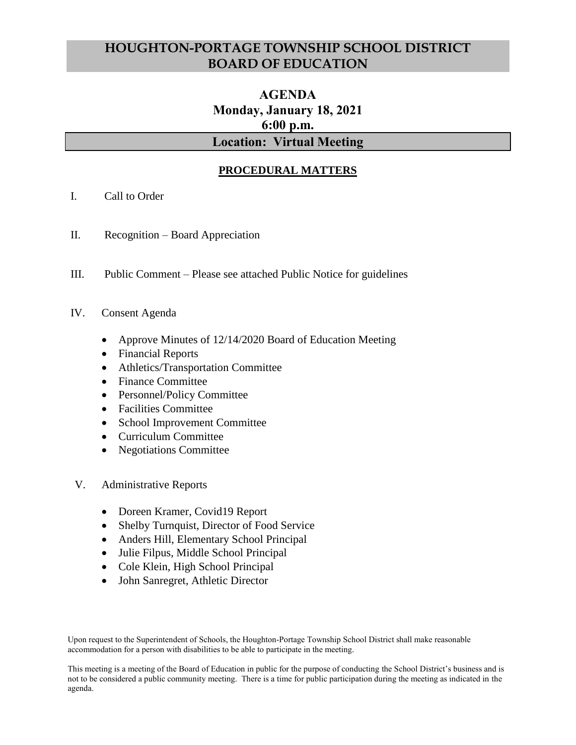# HOUGHTON-PORTAGE TOWNSHIP SCHOOL DISTRICT BOARD OF EDUCATION

## AGENDA
## Monday, January 18, 2021
## 6:00 p.m.
## Location: Virtual Meeting

### PROCEDURAL MATTERS

I. Call to Order

II. Recognition – Board Appreciation

III. Public Comment – Please see attached Public Notice for guidelines

IV. Consent Agenda

- Approve Minutes of 12/14/2020 Board of Education Meeting
- Financial Reports
- Athletics/Transportation Committee
- Finance Committee
- Personnel/Policy Committee
- Facilities Committee
- School Improvement Committee
- Curriculum Committee
- Negotiations Committee

V. Administrative Reports

- Doreen Kramer, Covid19 Report
- Shelby Turnquist, Director of Food Service
- Anders Hill, Elementary School Principal
- Julie Filpus, Middle School Principal
- Cole Klein, High School Principal
- John Sanregret, Athletic Director

Upon request to the Superintendent of Schools, the Houghton-Portage Township School District shall make reasonable accommodation for a person with disabilities to be able to participate in the meeting.

This meeting is a meeting of the Board of Education in public for the purpose of conducting the School District's business and is not to be considered a public community meeting. There is a time for public participation during the meeting as indicated in the agenda.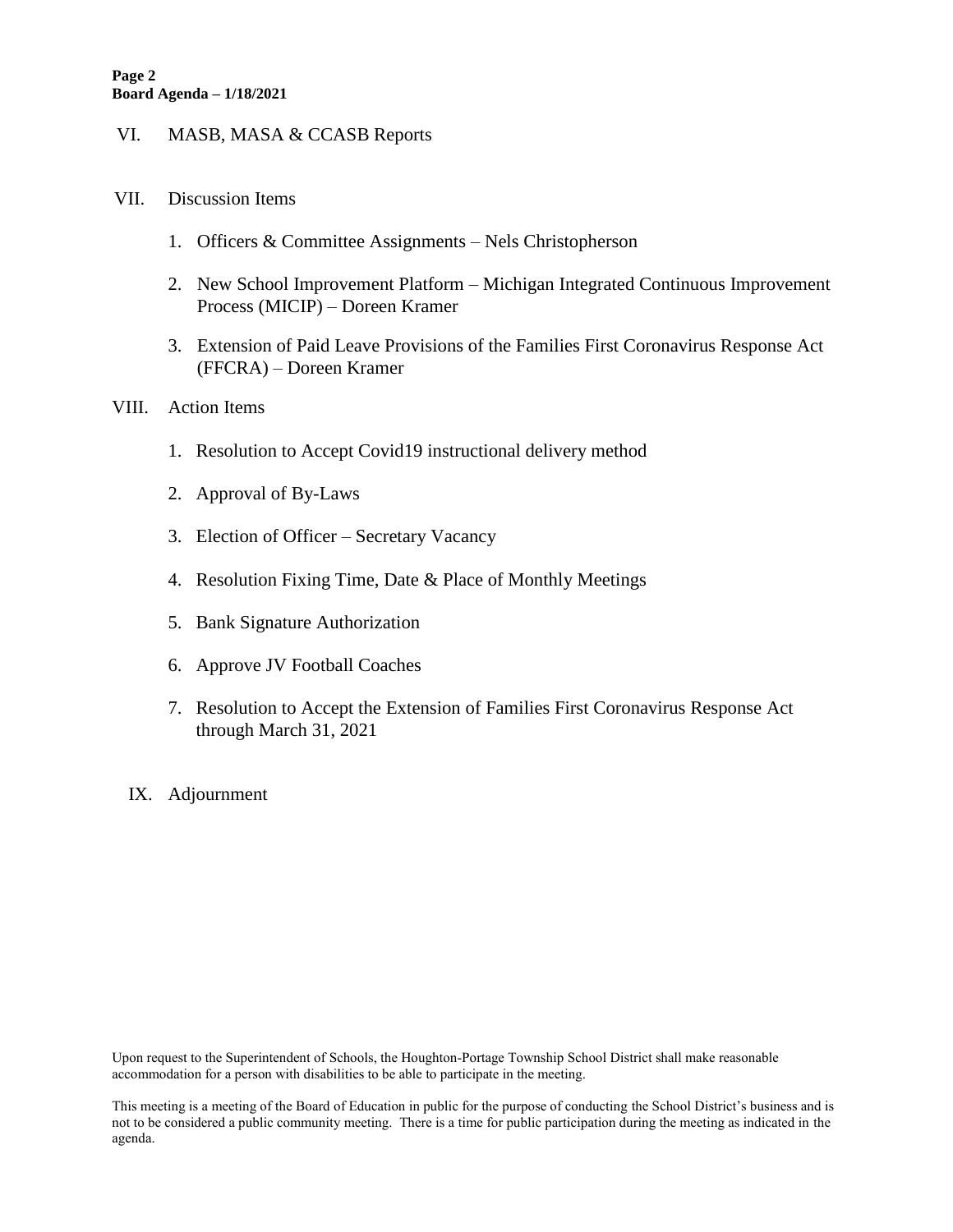VI. MASB, MASA & CCASB Reports

VII. Discussion Items

1. Officers & Committee Assignments – Nels Christopherson
2. New School Improvement Platform – Michigan Integrated Continuous Improvement Process (MICIP) – Doreen Kramer
3. Extension of Paid Leave Provisions of the Families First Coronavirus Response Act (FFCRA) – Doreen Kramer

VIII. Action Items

1. Resolution to Accept Covid19 instructional delivery method
2. Approval of By-Laws
3. Election of Officer – Secretary Vacancy
4. Resolution Fixing Time, Date & Place of Monthly Meetings
5. Bank Signature Authorization
6. Approve JV Football Coaches
7. Resolution to Accept the Extension of Families First Coronavirus Response Act through March 31, 2021

IX. Adjournment

Upon request to the Superintendent of Schools, the Houghton-Portage Township School District shall make reasonable accommodation for a person with disabilities to be able to participate in the meeting.

This meeting is a meeting of the Board of Education in public for the purpose of conducting the School District's business and is not to be considered a public community meeting. There is a time for public participation during the meeting as indicated in the agenda.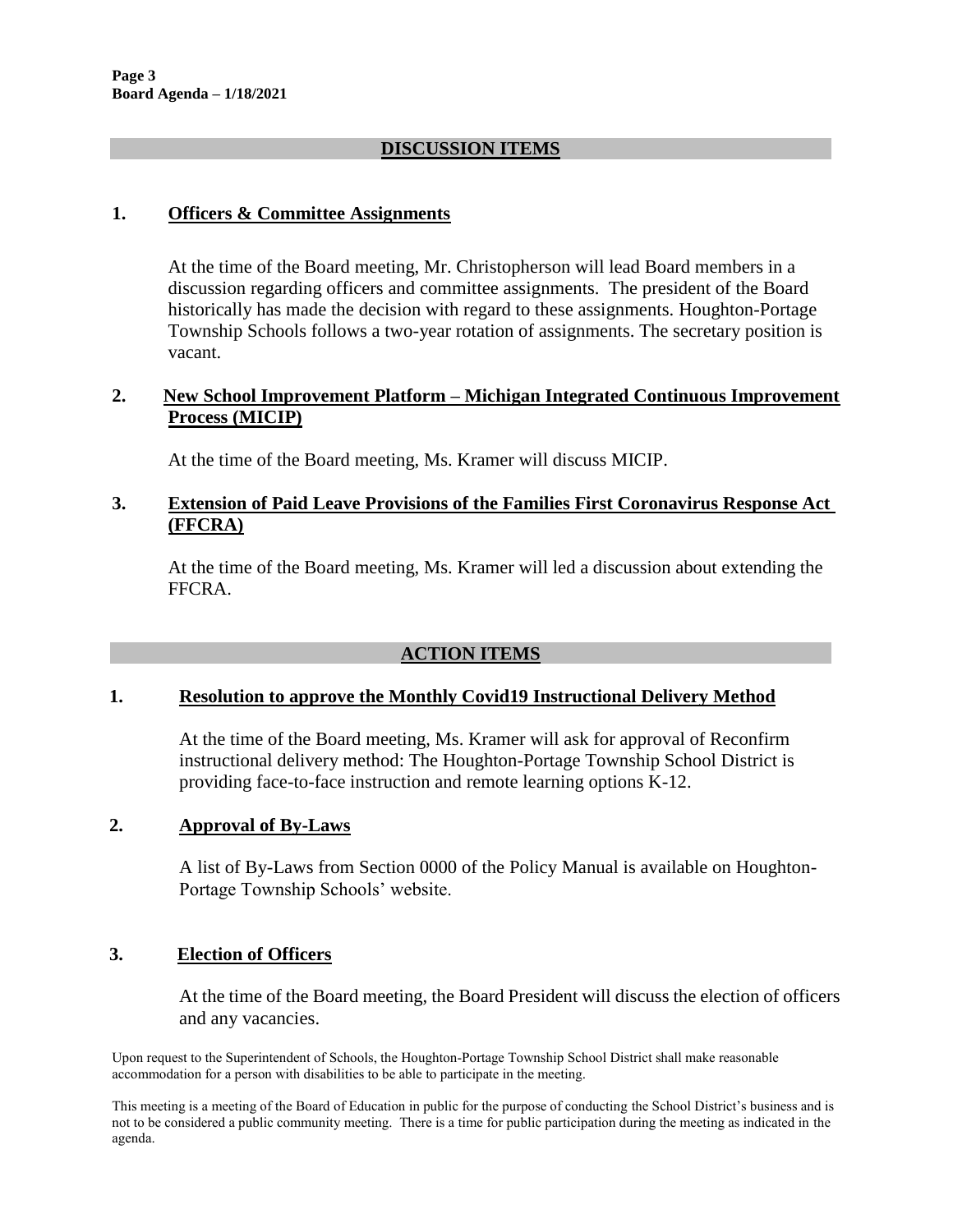## DISCUSSION ITEMS

### 1. Officers & Committee Assignments

At the time of the Board meeting, Mr. Christopherson will lead Board members in a discussion regarding officers and committee assignments. The president of the Board historically has made the decision with regard to these assignments. Houghton-Portage Township Schools follows a two-year rotation of assignments. The secretary position is vacant.

### 2. New School Improvement Platform – Michigan Integrated Continuous Improvement Process (MICIP)

At the time of the Board meeting, Ms. Kramer will discuss MICIP.

### 3. Extension of Paid Leave Provisions of the Families First Coronavirus Response Act (FFCRA)

At the time of the Board meeting, Ms. Kramer will led a discussion about extending the FFCRA.

## ACTION ITEMS

### 1. Resolution to approve the Monthly Covid19 Instructional Delivery Method

At the time of the Board meeting, Ms. Kramer will ask for approval of Reconfirm instructional delivery method: The Houghton-Portage Township School District is providing face-to-face instruction and remote learning options K-12.

### 2. Approval of By-Laws

A list of By-Laws from Section 0000 of the Policy Manual is available on Houghton-Portage Township Schools' website.

### 3. Election of Officers

At the time of the Board meeting, the Board President will discuss the election of officers and any vacancies.

Upon request to the Superintendent of Schools, the Houghton-Portage Township School District shall make reasonable accommodation for a person with disabilities to be able to participate in the meeting.

This meeting is a meeting of the Board of Education in public for the purpose of conducting the School District's business and is not to be considered a public community meeting. There is a time for public participation during the meeting as indicated in the agenda.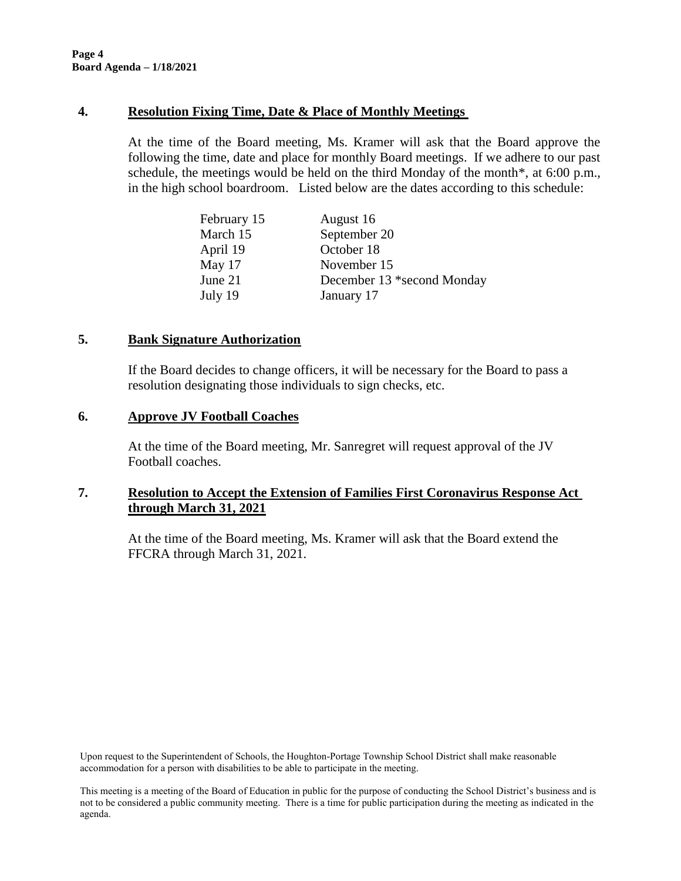## 4. Resolution Fixing Time, Date & Place of Monthly Meetings

At the time of the Board meeting, Ms. Kramer will ask that the Board approve the following the time, date and place for monthly Board meetings. If we adhere to our past schedule, the meetings would be held on the third Monday of the month*, at 6:00 p.m., in the high school boardroom. Listed below are the dates according to this schedule:

| | |
|---|---|
| February 15 | August 16 |
| March 15 | September 20 |
| April 19 | October 18 |
| May 17 | November 15 |
| June 21 | December 13 *second Monday |
| July 19 | January 17 |

## 5. Bank Signature Authorization

If the Board decides to change officers, it will be necessary for the Board to pass a resolution designating those individuals to sign checks, etc.

## 6. Approve JV Football Coaches

At the time of the Board meeting, Mr. Sanregret will request approval of the JV Football coaches.

## 7. Resolution to Accept the Extension of Families First Coronavirus Response Act through March 31, 2021

At the time of the Board meeting, Ms. Kramer will ask that the Board extend the FFCRA through March 31, 2021.

Upon request to the Superintendent of Schools, the Houghton-Portage Township School District shall make reasonable accommodation for a person with disabilities to be able to participate in the meeting.

This meeting is a meeting of the Board of Education in public for the purpose of conducting the School District's business and is not to be considered a public community meeting. There is a time for public participation during the meeting as indicated in the agenda.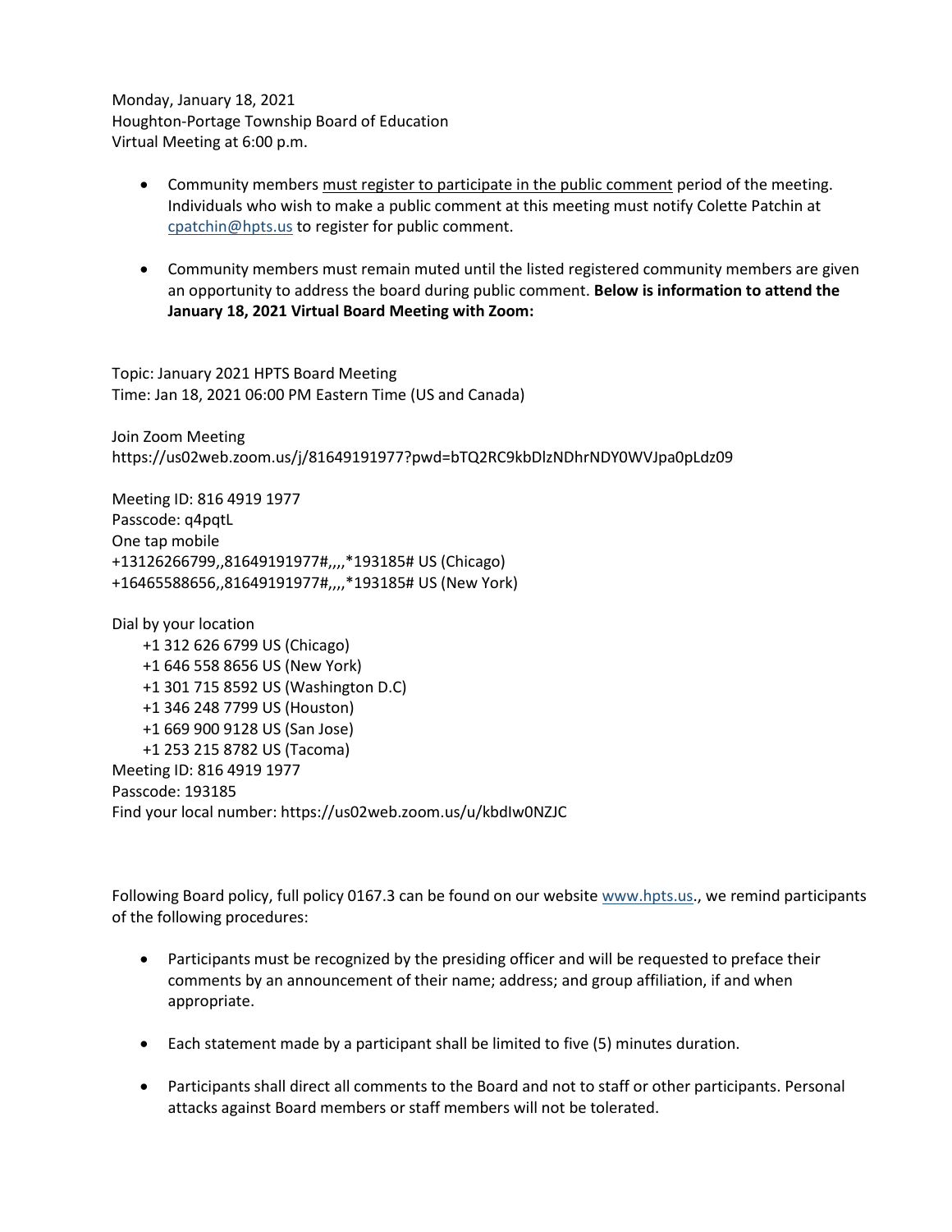Monday, January 18, 2021
Houghton-Portage Township Board of Education
Virtual Meeting at 6:00 p.m.

- Community members must register to participate in the public comment period of the meeting. Individuals who wish to make a public comment at this meeting must notify Colette Patchin at cpatchin@hpts.us to register for public comment.

- Community members must remain muted until the listed registered community members are given an opportunity to address the board during public comment. **Below is information to attend the January 18, 2021 Virtual Board Meeting with Zoom:**

Topic: January 2021 HPTS Board Meeting
Time: Jan 18, 2021 06:00 PM Eastern Time (US and Canada)

Join Zoom Meeting
https://us02web.zoom.us/j/81649191977?pwd=bTQ2RC9kbDlzNDhrNDY0WVJpa0pLdz09

Meeting ID: 816 4919 1977
Passcode: q4pqtL
One tap mobile
+13126266799,,81649191977#,,,,*193185# US (Chicago)
+16465588656,,81649191977#,,,,*193185# US (New York)

Dial by your location
+1 312 626 6799 US (Chicago)
+1 646 558 8656 US (New York)
+1 301 715 8592 US (Washington D.C)
+1 346 248 7799 US (Houston)
+1 669 900 9128 US (San Jose)
+1 253 215 8782 US (Tacoma)
Meeting ID: 816 4919 1977
Passcode: 193185
Find your local number: https://us02web.zoom.us/u/kbdIw0NZJC

Following Board policy, full policy 0167.3 can be found on our website www.hpts.us., we remind participants of the following procedures:

- Participants must be recognized by the presiding officer and will be requested to preface their comments by an announcement of their name; address; and group affiliation, if and when appropriate.

- Each statement made by a participant shall be limited to five (5) minutes duration.

- Participants shall direct all comments to the Board and not to staff or other participants. Personal attacks against Board members or staff members will not be tolerated.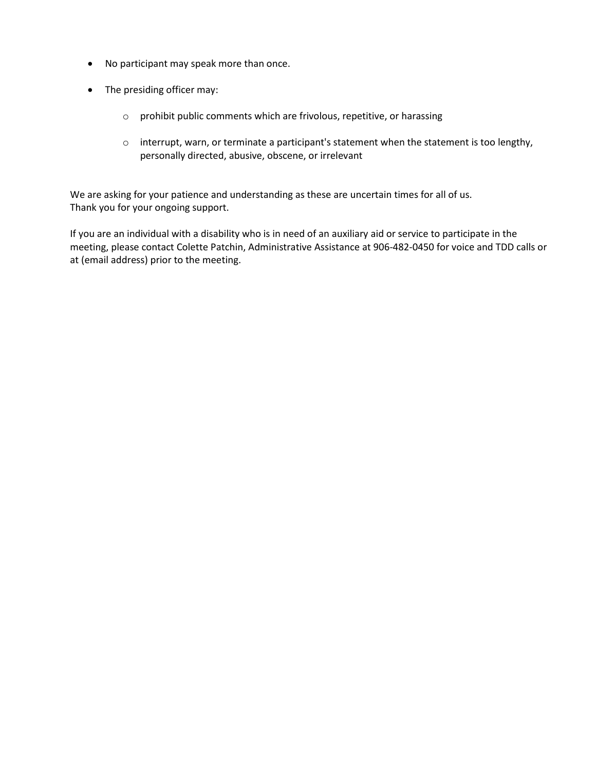- No participant may speak more than once.
- The presiding officer may:
  - prohibit public comments which are frivolous, repetitive, or harassing
  - interrupt, warn, or terminate a participant's statement when the statement is too lengthy, personally directed, abusive, obscene, or irrelevant

We are asking for your patience and understanding as these are uncertain times for all of us.
Thank you for your ongoing support.

If you are an individual with a disability who is in need of an auxiliary aid or service to participate in the meeting, please contact Colette Patchin, Administrative Assistance at 906-482-0450 for voice and TDD calls or at (email address) prior to the meeting.